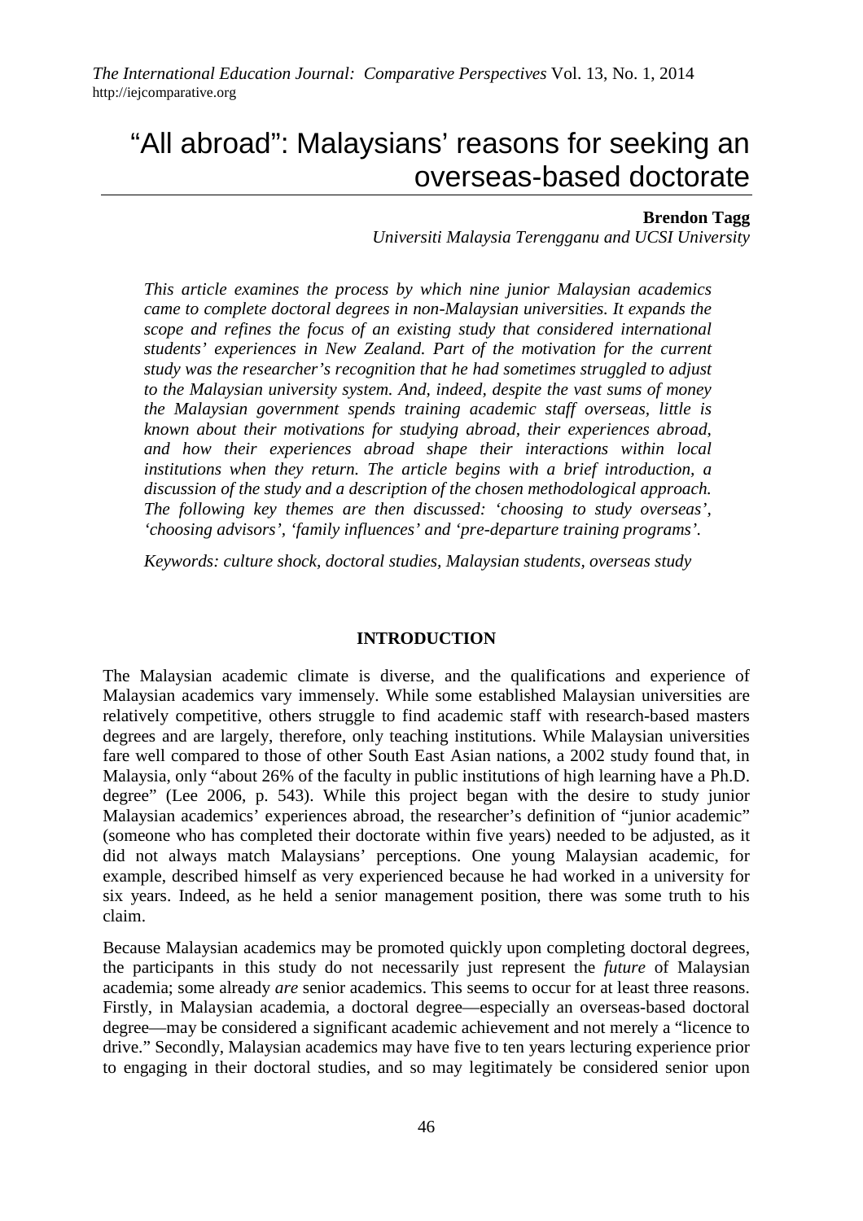# "All abroad": Malaysians' reasons for seeking an overseas-based doctorate

**Brendon Tagg**
*Universiti Malaysia Terengganu and UCSI University*

*This article examines the process by which nine junior Malaysian academics came to complete doctoral degrees in non-Malaysian universities. It expands the scope and refines the focus of an existing study that considered international students' experiences in New Zealand. Part of the motivation for the current study was the researcher's recognition that he had sometimes struggled to adjust to the Malaysian university system. And, indeed, despite the vast sums of money the Malaysian government spends training academic staff overseas, little is known about their motivations for studying abroad, their experiences abroad, and how their experiences abroad shape their interactions within local institutions when they return. The article begins with a brief introduction, a discussion of the study and a description of the chosen methodological approach. The following key themes are then discussed: 'choosing to study overseas', 'choosing advisors', 'family influences' and 'pre-departure training programs'.*

*Keywords: culture shock, doctoral studies, Malaysian students, overseas study*

## INTRODUCTION

The Malaysian academic climate is diverse, and the qualifications and experience of Malaysian academics vary immensely. While some established Malaysian universities are relatively competitive, others struggle to find academic staff with research-based masters degrees and are largely, therefore, only teaching institutions. While Malaysian universities fare well compared to those of other South East Asian nations, a 2002 study found that, in Malaysia, only "about 26% of the faculty in public institutions of high learning have a Ph.D. degree" (Lee 2006, p. 543). While this project began with the desire to study junior Malaysian academics' experiences abroad, the researcher's definition of "junior academic" (someone who has completed their doctorate within five years) needed to be adjusted, as it did not always match Malaysians' perceptions. One young Malaysian academic, for example, described himself as very experienced because he had worked in a university for six years. Indeed, as he held a senior management position, there was some truth to his claim.

Because Malaysian academics may be promoted quickly upon completing doctoral degrees, the participants in this study do not necessarily just represent the *future* of Malaysian academia; some already *are* senior academics. This seems to occur for at least three reasons. Firstly, in Malaysian academia, a doctoral degree—especially an overseas-based doctoral degree—may be considered a significant academic achievement and not merely a "licence to drive." Secondly, Malaysian academics may have five to ten years lecturing experience prior to engaging in their doctoral studies, and so may legitimately be considered senior upon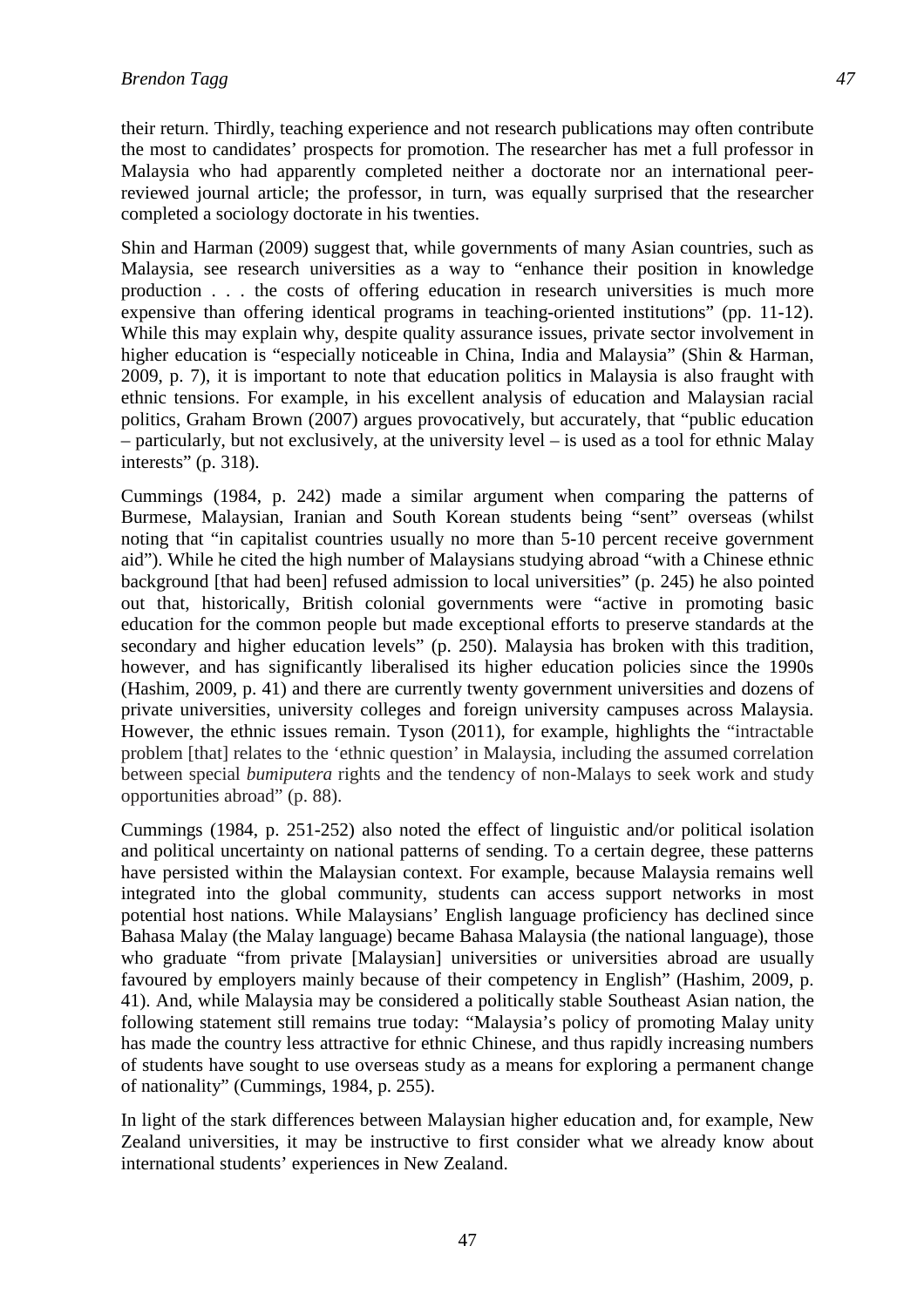their return. Thirdly, teaching experience and not research publications may often contribute the most to candidates' prospects for promotion. The researcher has met a full professor in Malaysia who had apparently completed neither a doctorate nor an international peer-reviewed journal article; the professor, in turn, was equally surprised that the researcher completed a sociology doctorate in his twenties.

Shin and Harman (2009) suggest that, while governments of many Asian countries, such as Malaysia, see research universities as a way to "enhance their position in knowledge production . . . the costs of offering education in research universities is much more expensive than offering identical programs in teaching-oriented institutions" (pp. 11-12). While this may explain why, despite quality assurance issues, private sector involvement in higher education is "especially noticeable in China, India and Malaysia" (Shin & Harman, 2009, p. 7), it is important to note that education politics in Malaysia is also fraught with ethnic tensions. For example, in his excellent analysis of education and Malaysian racial politics, Graham Brown (2007) argues provocatively, but accurately, that "public education – particularly, but not exclusively, at the university level – is used as a tool for ethnic Malay interests" (p. 318).

Cummings (1984, p. 242) made a similar argument when comparing the patterns of Burmese, Malaysian, Iranian and South Korean students being "sent" overseas (whilst noting that "in capitalist countries usually no more than 5-10 percent receive government aid"). While he cited the high number of Malaysians studying abroad "with a Chinese ethnic background [that had been] refused admission to local universities" (p. 245) he also pointed out that, historically, British colonial governments were "active in promoting basic education for the common people but made exceptional efforts to preserve standards at the secondary and higher education levels" (p. 250). Malaysia has broken with this tradition, however, and has significantly liberalised its higher education policies since the 1990s (Hashim, 2009, p. 41) and there are currently twenty government universities and dozens of private universities, university colleges and foreign university campuses across Malaysia. However, the ethnic issues remain. Tyson (2011), for example, highlights the "intractable problem [that] relates to the 'ethnic question' in Malaysia, including the assumed correlation between special *bumiputera* rights and the tendency of non-Malays to seek work and study opportunities abroad" (p. 88).

Cummings (1984, p. 251-252) also noted the effect of linguistic and/or political isolation and political uncertainty on national patterns of sending. To a certain degree, these patterns have persisted within the Malaysian context. For example, because Malaysia remains well integrated into the global community, students can access support networks in most potential host nations. While Malaysians' English language proficiency has declined since Bahasa Malay (the Malay language) became Bahasa Malaysia (the national language), those who graduate "from private [Malaysian] universities or universities abroad are usually favoured by employers mainly because of their competency in English" (Hashim, 2009, p. 41). And, while Malaysia may be considered a politically stable Southeast Asian nation, the following statement still remains true today: "Malaysia's policy of promoting Malay unity has made the country less attractive for ethnic Chinese, and thus rapidly increasing numbers of students have sought to use overseas study as a means for exploring a permanent change of nationality" (Cummings, 1984, p. 255).

In light of the stark differences between Malaysian higher education and, for example, New Zealand universities, it may be instructive to first consider what we already know about international students' experiences in New Zealand.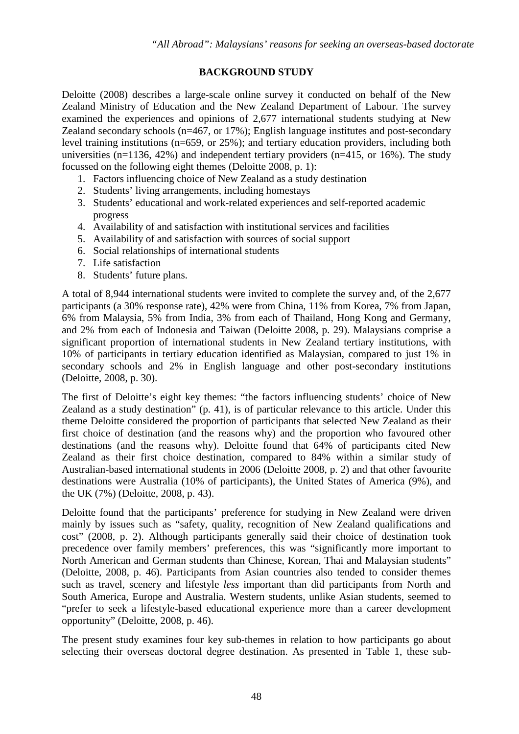## BACKGROUND STUDY

Deloitte (2008) describes a large-scale online survey it conducted on behalf of the New Zealand Ministry of Education and the New Zealand Department of Labour. The survey examined the experiences and opinions of 2,677 international students studying at New Zealand secondary schools (n=467, or 17%); English language institutes and post-secondary level training institutions (n=659, or 25%); and tertiary education providers, including both universities (n=1136, 42%) and independent tertiary providers (n=415, or 16%). The study focussed on the following eight themes (Deloitte 2008, p. 1):

1. Factors influencing choice of New Zealand as a study destination
2. Students' living arrangements, including homestays
3. Students' educational and work-related experiences and self-reported academic progress
4. Availability of and satisfaction with institutional services and facilities
5. Availability of and satisfaction with sources of social support
6. Social relationships of international students
7. Life satisfaction
8. Students' future plans.

A total of 8,944 international students were invited to complete the survey and, of the 2,677 participants (a 30% response rate), 42% were from China, 11% from Korea, 7% from Japan, 6% from Malaysia, 5% from India, 3% from each of Thailand, Hong Kong and Germany, and 2% from each of Indonesia and Taiwan (Deloitte 2008, p. 29). Malaysians comprise a significant proportion of international students in New Zealand tertiary institutions, with 10% of participants in tertiary education identified as Malaysian, compared to just 1% in secondary schools and 2% in English language and other post-secondary institutions (Deloitte, 2008, p. 30).

The first of Deloitte's eight key themes: "the factors influencing students' choice of New Zealand as a study destination" (p. 41), is of particular relevance to this article. Under this theme Deloitte considered the proportion of participants that selected New Zealand as their first choice of destination (and the reasons why) and the proportion who favoured other destinations (and the reasons why). Deloitte found that 64% of participants cited New Zealand as their first choice destination, compared to 84% within a similar study of Australian-based international students in 2006 (Deloitte 2008, p. 2) and that other favourite destinations were Australia (10% of participants), the United States of America (9%), and the UK (7%) (Deloitte, 2008, p. 43).

Deloitte found that the participants' preference for studying in New Zealand were driven mainly by issues such as "safety, quality, recognition of New Zealand qualifications and cost" (2008, p. 2). Although participants generally said their choice of destination took precedence over family members' preferences, this was "significantly more important to North American and German students than Chinese, Korean, Thai and Malaysian students" (Deloitte, 2008, p. 46). Participants from Asian countries also tended to consider themes such as travel, scenery and lifestyle *less* important than did participants from North and South America, Europe and Australia. Western students, unlike Asian students, seemed to "prefer to seek a lifestyle-based educational experience more than a career development opportunity" (Deloitte, 2008, p. 46).

The present study examines four key sub-themes in relation to how participants go about selecting their overseas doctoral degree destination. As presented in Table 1, these sub-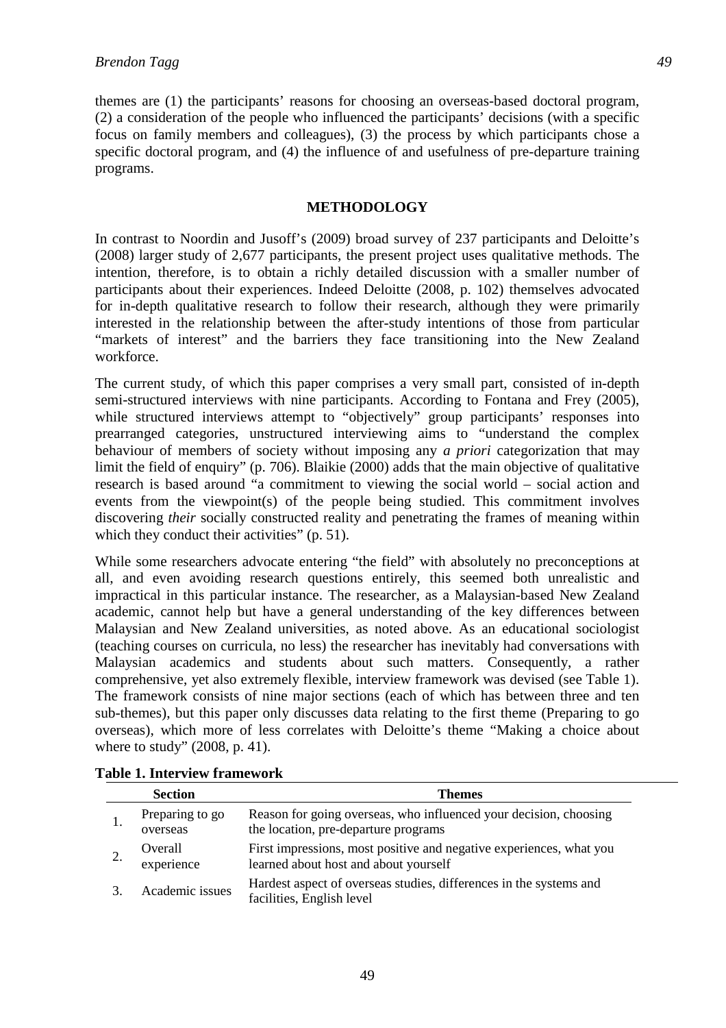themes are (1) the participants' reasons for choosing an overseas-based doctoral program, (2) a consideration of the people who influenced the participants' decisions (with a specific focus on family members and colleagues), (3) the process by which participants chose a specific doctoral program, and (4) the influence of and usefulness of pre-departure training programs.

## METHODOLOGY

In contrast to Noordin and Jusoff's (2009) broad survey of 237 participants and Deloitte's (2008) larger study of 2,677 participants, the present project uses qualitative methods. The intention, therefore, is to obtain a richly detailed discussion with a smaller number of participants about their experiences. Indeed Deloitte (2008, p. 102) themselves advocated for in-depth qualitative research to follow their research, although they were primarily interested in the relationship between the after-study intentions of those from particular "markets of interest" and the barriers they face transitioning into the New Zealand workforce.

The current study, of which this paper comprises a very small part, consisted of in-depth semi-structured interviews with nine participants. According to Fontana and Frey (2005), while structured interviews attempt to "objectively" group participants' responses into prearranged categories, unstructured interviewing aims to "understand the complex behaviour of members of society without imposing any *a priori* categorization that may limit the field of enquiry" (p. 706). Blaikie (2000) adds that the main objective of qualitative research is based around "a commitment to viewing the social world – social action and events from the viewpoint(s) of the people being studied. This commitment involves discovering *their* socially constructed reality and penetrating the frames of meaning within which they conduct their activities" (p. 51).

While some researchers advocate entering "the field" with absolutely no preconceptions at all, and even avoiding research questions entirely, this seemed both unrealistic and impractical in this particular instance. The researcher, as a Malaysian-based New Zealand academic, cannot help but have a general understanding of the key differences between Malaysian and New Zealand universities, as noted above. As an educational sociologist (teaching courses on curricula, no less) the researcher has inevitably had conversations with Malaysian academics and students about such matters. Consequently, a rather comprehensive, yet also extremely flexible, interview framework was devised (see Table 1). The framework consists of nine major sections (each of which has between three and ten sub-themes), but this paper only discusses data relating to the first theme (Preparing to go overseas), which more of less correlates with Deloitte's theme "Making a choice about where to study" (2008, p. 41).

**Table 1. Interview framework**

| | Section | Themes |
|---|---|---|
| 1. | Preparing to go overseas | Reason for going overseas, who influenced your decision, choosing the location, pre-departure programs |
| 2. | Overall experience | First impressions, most positive and negative experiences, what you learned about host and about yourself |
| 3. | Academic issues | Hardest aspect of overseas studies, differences in the systems and facilities, English level |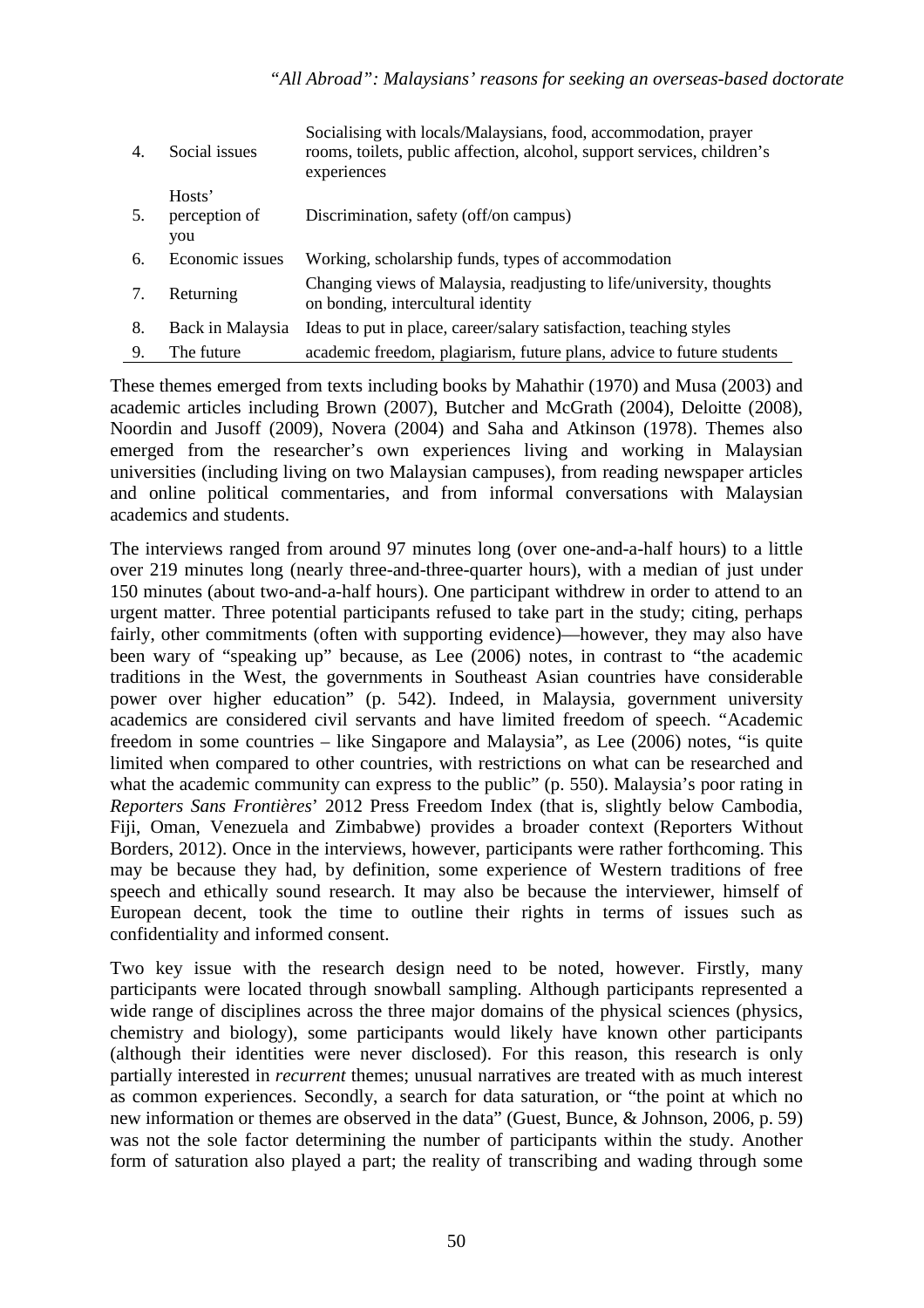| | | |
|---|---|---|
| 4. | Social issues | Socialising with locals/Malaysians, food, accommodation, prayer rooms, toilets, public affection, alcohol, support services, children's experiences |
| 5. | Hosts' perception of you | Discrimination, safety (off/on campus) |
| 6. | Economic issues | Working, scholarship funds, types of accommodation |
| 7. | Returning | Changing views of Malaysia, readjusting to life/university, thoughts on bonding, intercultural identity |
| 8. | Back in Malaysia | Ideas to put in place, career/salary satisfaction, teaching styles |
| 9. | The future | academic freedom, plagiarism, future plans, advice to future students |

These themes emerged from texts including books by Mahathir (1970) and Musa (2003) and academic articles including Brown (2007), Butcher and McGrath (2004), Deloitte (2008), Noordin and Jusoff (2009), Novera (2004) and Saha and Atkinson (1978). Themes also emerged from the researcher's own experiences living and working in Malaysian universities (including living on two Malaysian campuses), from reading newspaper articles and online political commentaries, and from informal conversations with Malaysian academics and students.

The interviews ranged from around 97 minutes long (over one-and-a-half hours) to a little over 219 minutes long (nearly three-and-three-quarter hours), with a median of just under 150 minutes (about two-and-a-half hours). One participant withdrew in order to attend to an urgent matter. Three potential participants refused to take part in the study; citing, perhaps fairly, other commitments (often with supporting evidence)—however, they may also have been wary of "speaking up" because, as Lee (2006) notes, in contrast to "the academic traditions in the West, the governments in Southeast Asian countries have considerable power over higher education" (p. 542). Indeed, in Malaysia, government university academics are considered civil servants and have limited freedom of speech. "Academic freedom in some countries – like Singapore and Malaysia", as Lee (2006) notes, "is quite limited when compared to other countries, with restrictions on what can be researched and what the academic community can express to the public" (p. 550). Malaysia's poor rating in *Reporters Sans Frontières*' 2012 Press Freedom Index (that is, slightly below Cambodia, Fiji, Oman, Venezuela and Zimbabwe) provides a broader context (Reporters Without Borders, 2012). Once in the interviews, however, participants were rather forthcoming. This may be because they had, by definition, some experience of Western traditions of free speech and ethically sound research. It may also be because the interviewer, himself of European decent, took the time to outline their rights in terms of issues such as confidentiality and informed consent.

Two key issue with the research design need to be noted, however. Firstly, many participants were located through snowball sampling. Although participants represented a wide range of disciplines across the three major domains of the physical sciences (physics, chemistry and biology), some participants would likely have known other participants (although their identities were never disclosed). For this reason, this research is only partially interested in *recurrent* themes; unusual narratives are treated with as much interest as common experiences. Secondly, a search for data saturation, or "the point at which no new information or themes are observed in the data" (Guest, Bunce, & Johnson, 2006, p. 59) was not the sole factor determining the number of participants within the study. Another form of saturation also played a part; the reality of transcribing and wading through some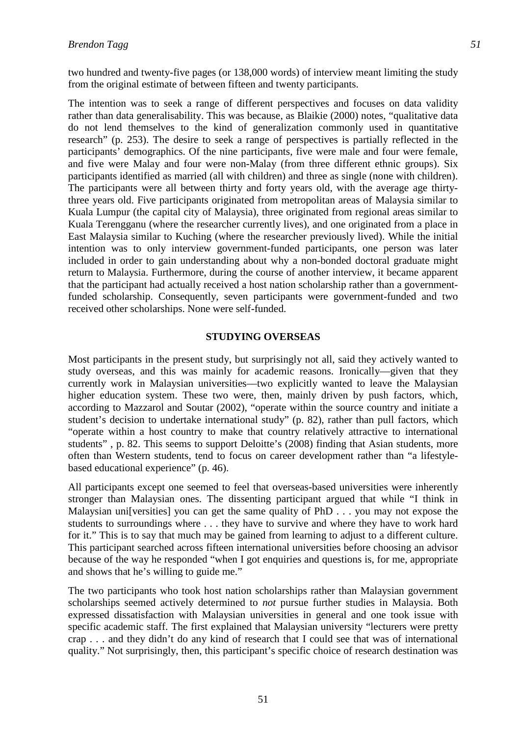two hundred and twenty-five pages (or 138,000 words) of interview meant limiting the study from the original estimate of between fifteen and twenty participants.

The intention was to seek a range of different perspectives and focuses on data validity rather than data generalisability. This was because, as Blaikie (2000) notes, "qualitative data do not lend themselves to the kind of generalization commonly used in quantitative research" (p. 253). The desire to seek a range of perspectives is partially reflected in the participants' demographics. Of the nine participants, five were male and four were female, and five were Malay and four were non-Malay (from three different ethnic groups). Six participants identified as married (all with children) and three as single (none with children). The participants were all between thirty and forty years old, with the average age thirty-three years old. Five participants originated from metropolitan areas of Malaysia similar to Kuala Lumpur (the capital city of Malaysia), three originated from regional areas similar to Kuala Terengganu (where the researcher currently lives), and one originated from a place in East Malaysia similar to Kuching (where the researcher previously lived). While the initial intention was to only interview government-funded participants, one person was later included in order to gain understanding about why a non-bonded doctoral graduate might return to Malaysia. Furthermore, during the course of another interview, it became apparent that the participant had actually received a host nation scholarship rather than a government-funded scholarship. Consequently, seven participants were government-funded and two received other scholarships. None were self-funded.

## STUDYING OVERSEAS

Most participants in the present study, but surprisingly not all, said they actively wanted to study overseas, and this was mainly for academic reasons. Ironically—given that they currently work in Malaysian universities—two explicitly wanted to leave the Malaysian higher education system. These two were, then, mainly driven by push factors, which, according to Mazzarol and Soutar (2002), "operate within the source country and initiate a student's decision to undertake international study" (p. 82), rather than pull factors, which "operate within a host country to make that country relatively attractive to international students" , p. 82. This seems to support Deloitte's (2008) finding that Asian students, more often than Western students, tend to focus on career development rather than "a lifestyle-based educational experience" (p. 46).

All participants except one seemed to feel that overseas-based universities were inherently stronger than Malaysian ones. The dissenting participant argued that while "I think in Malaysian uni[versities] you can get the same quality of PhD . . . you may not expose the students to surroundings where . . . they have to survive and where they have to work hard for it." This is to say that much may be gained from learning to adjust to a different culture. This participant searched across fifteen international universities before choosing an advisor because of the way he responded "when I got enquiries and questions is, for me, appropriate and shows that he's willing to guide me."

The two participants who took host nation scholarships rather than Malaysian government scholarships seemed actively determined to *not* pursue further studies in Malaysia. Both expressed dissatisfaction with Malaysian universities in general and one took issue with specific academic staff. The first explained that Malaysian university "lecturers were pretty crap . . . and they didn't do any kind of research that I could see that was of international quality." Not surprisingly, then, this participant's specific choice of research destination was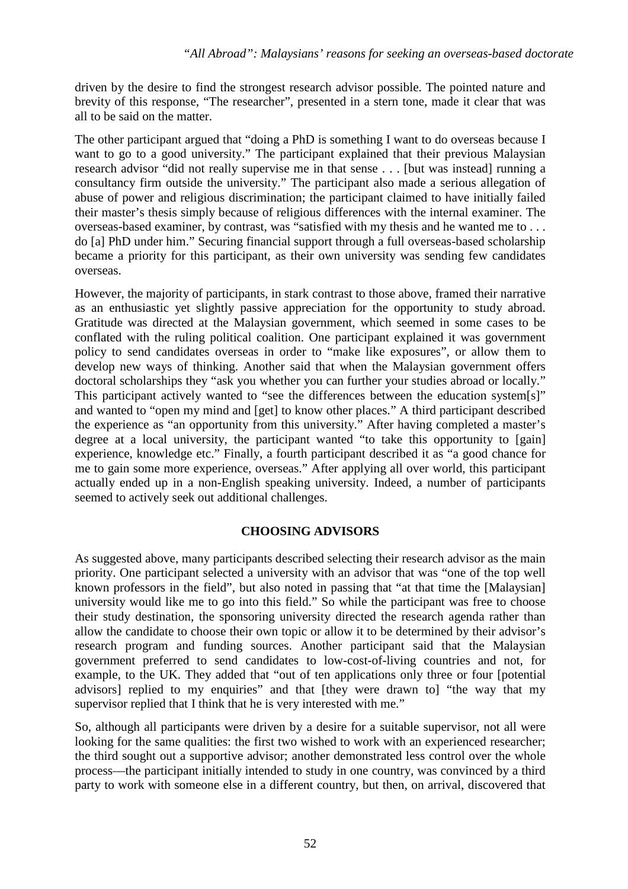driven by the desire to find the strongest research advisor possible. The pointed nature and brevity of this response, "The researcher", presented in a stern tone, made it clear that was all to be said on the matter.

The other participant argued that "doing a PhD is something I want to do overseas because I want to go to a good university." The participant explained that their previous Malaysian research advisor "did not really supervise me in that sense . . . [but was instead] running a consultancy firm outside the university." The participant also made a serious allegation of abuse of power and religious discrimination; the participant claimed to have initially failed their master's thesis simply because of religious differences with the internal examiner. The overseas-based examiner, by contrast, was "satisfied with my thesis and he wanted me to . . . do [a] PhD under him." Securing financial support through a full overseas-based scholarship became a priority for this participant, as their own university was sending few candidates overseas.

However, the majority of participants, in stark contrast to those above, framed their narrative as an enthusiastic yet slightly passive appreciation for the opportunity to study abroad. Gratitude was directed at the Malaysian government, which seemed in some cases to be conflated with the ruling political coalition. One participant explained it was government policy to send candidates overseas in order to "make like exposures", or allow them to develop new ways of thinking. Another said that when the Malaysian government offers doctoral scholarships they "ask you whether you can further your studies abroad or locally." This participant actively wanted to "see the differences between the education system[s]" and wanted to "open my mind and [get] to know other places." A third participant described the experience as "an opportunity from this university." After having completed a master's degree at a local university, the participant wanted "to take this opportunity to [gain] experience, knowledge etc." Finally, a fourth participant described it as "a good chance for me to gain some more experience, overseas." After applying all over world, this participant actually ended up in a non-English speaking university. Indeed, a number of participants seemed to actively seek out additional challenges.

## CHOOSING ADVISORS

As suggested above, many participants described selecting their research advisor as the main priority. One participant selected a university with an advisor that was "one of the top well known professors in the field", but also noted in passing that "at that time the [Malaysian] university would like me to go into this field." So while the participant was free to choose their study destination, the sponsoring university directed the research agenda rather than allow the candidate to choose their own topic or allow it to be determined by their advisor's research program and funding sources. Another participant said that the Malaysian government preferred to send candidates to low-cost-of-living countries and not, for example, to the UK. They added that "out of ten applications only three or four [potential advisors] replied to my enquiries" and that [they were drawn to] "the way that my supervisor replied that I think that he is very interested with me."

So, although all participants were driven by a desire for a suitable supervisor, not all were looking for the same qualities: the first two wished to work with an experienced researcher; the third sought out a supportive advisor; another demonstrated less control over the whole process—the participant initially intended to study in one country, was convinced by a third party to work with someone else in a different country, but then, on arrival, discovered that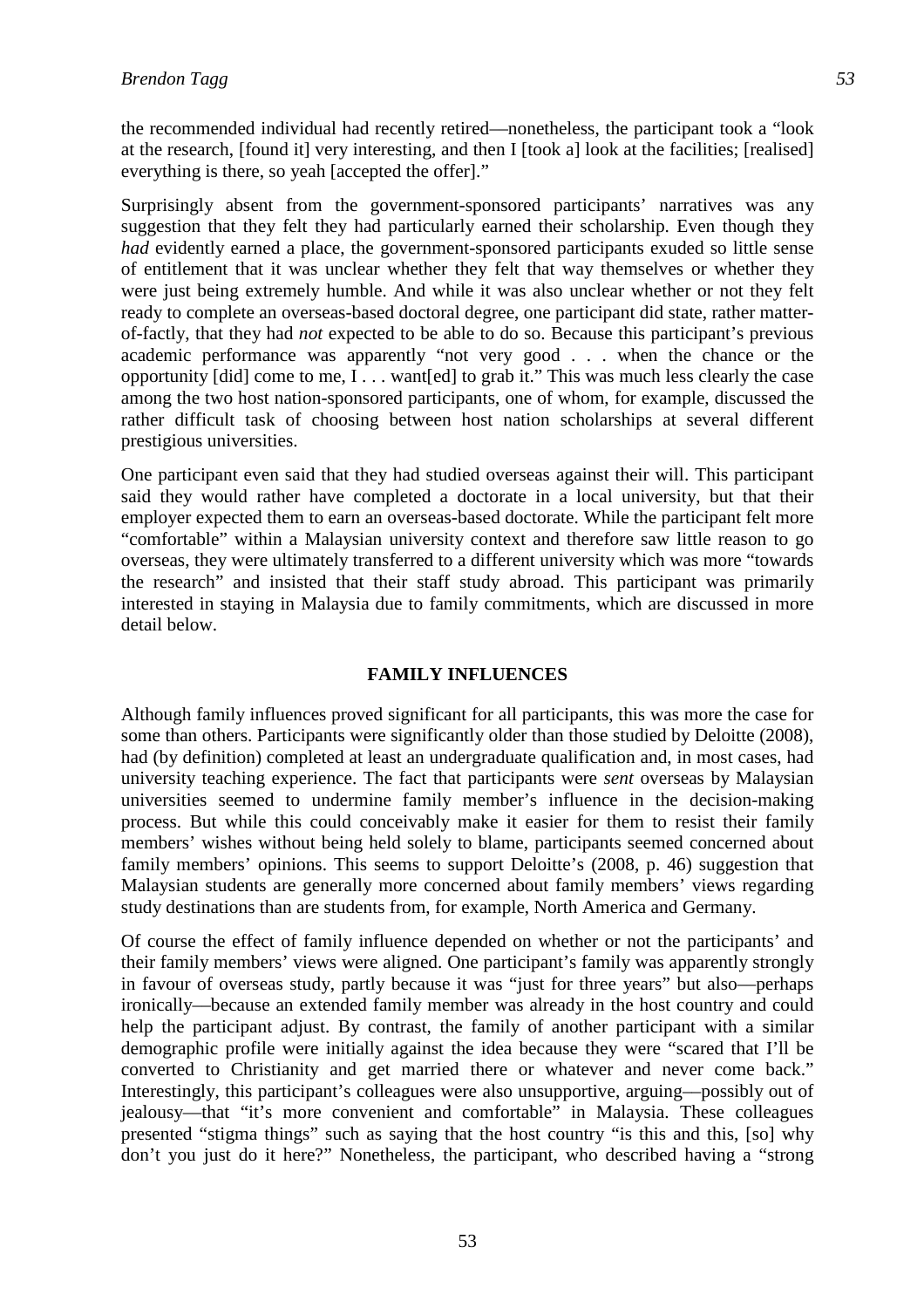the recommended individual had recently retired—nonetheless, the participant took a "look at the research, [found it] very interesting, and then I [took a] look at the facilities; [realised] everything is there, so yeah [accepted the offer]."

Surprisingly absent from the government-sponsored participants' narratives was any suggestion that they felt they had particularly earned their scholarship. Even though they *had* evidently earned a place, the government-sponsored participants exuded so little sense of entitlement that it was unclear whether they felt that way themselves or whether they were just being extremely humble. And while it was also unclear whether or not they felt ready to complete an overseas-based doctoral degree, one participant did state, rather matter-of-factly, that they had *not* expected to be able to do so. Because this participant's previous academic performance was apparently "not very good . . . when the chance or the opportunity [did] come to me, I . . . want[ed] to grab it." This was much less clearly the case among the two host nation-sponsored participants, one of whom, for example, discussed the rather difficult task of choosing between host nation scholarships at several different prestigious universities.

One participant even said that they had studied overseas against their will. This participant said they would rather have completed a doctorate in a local university, but that their employer expected them to earn an overseas-based doctorate. While the participant felt more "comfortable" within a Malaysian university context and therefore saw little reason to go overseas, they were ultimately transferred to a different university which was more "towards the research" and insisted that their staff study abroad. This participant was primarily interested in staying in Malaysia due to family commitments, which are discussed in more detail below.

## FAMILY INFLUENCES

Although family influences proved significant for all participants, this was more the case for some than others. Participants were significantly older than those studied by Deloitte (2008), had (by definition) completed at least an undergraduate qualification and, in most cases, had university teaching experience. The fact that participants were *sent* overseas by Malaysian universities seemed to undermine family member's influence in the decision-making process. But while this could conceivably make it easier for them to resist their family members' wishes without being held solely to blame, participants seemed concerned about family members' opinions. This seems to support Deloitte's (2008, p. 46) suggestion that Malaysian students are generally more concerned about family members' views regarding study destinations than are students from, for example, North America and Germany.

Of course the effect of family influence depended on whether or not the participants' and their family members' views were aligned. One participant's family was apparently strongly in favour of overseas study, partly because it was "just for three years" but also—perhaps ironically—because an extended family member was already in the host country and could help the participant adjust. By contrast, the family of another participant with a similar demographic profile were initially against the idea because they were "scared that I'll be converted to Christianity and get married there or whatever and never come back." Interestingly, this participant's colleagues were also unsupportive, arguing—possibly out of jealousy—that "it's more convenient and comfortable" in Malaysia. These colleagues presented "stigma things" such as saying that the host country "is this and this, [so] why don't you just do it here?" Nonetheless, the participant, who described having a "strong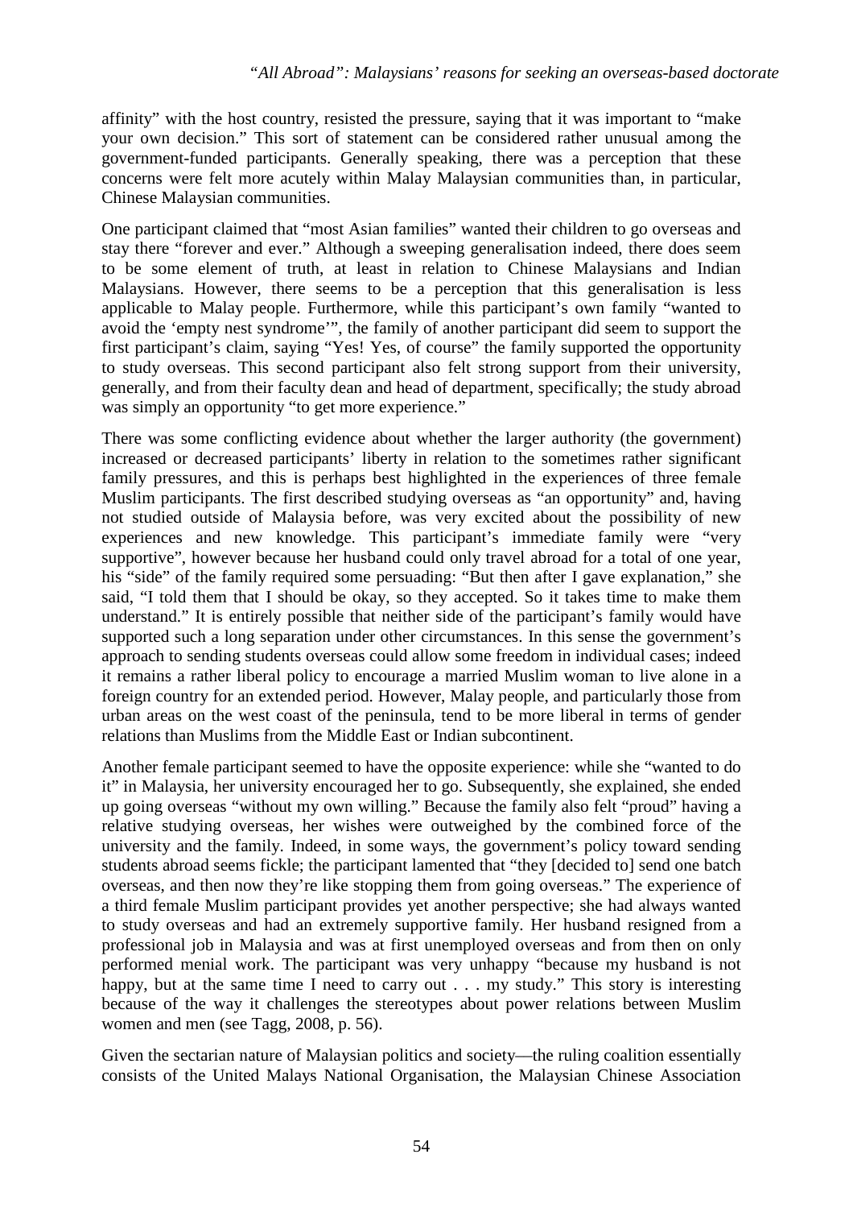affinity" with the host country, resisted the pressure, saying that it was important to "make your own decision." This sort of statement can be considered rather unusual among the government-funded participants. Generally speaking, there was a perception that these concerns were felt more acutely within Malay Malaysian communities than, in particular, Chinese Malaysian communities.

One participant claimed that "most Asian families" wanted their children to go overseas and stay there "forever and ever." Although a sweeping generalisation indeed, there does seem to be some element of truth, at least in relation to Chinese Malaysians and Indian Malaysians. However, there seems to be a perception that this generalisation is less applicable to Malay people. Furthermore, while this participant's own family "wanted to avoid the 'empty nest syndrome'", the family of another participant did seem to support the first participant's claim, saying "Yes! Yes, of course" the family supported the opportunity to study overseas. This second participant also felt strong support from their university, generally, and from their faculty dean and head of department, specifically; the study abroad was simply an opportunity "to get more experience."

There was some conflicting evidence about whether the larger authority (the government) increased or decreased participants' liberty in relation to the sometimes rather significant family pressures, and this is perhaps best highlighted in the experiences of three female Muslim participants. The first described studying overseas as "an opportunity" and, having not studied outside of Malaysia before, was very excited about the possibility of new experiences and new knowledge. This participant's immediate family were "very supportive", however because her husband could only travel abroad for a total of one year, his "side" of the family required some persuading: "But then after I gave explanation," she said, "I told them that I should be okay, so they accepted. So it takes time to make them understand." It is entirely possible that neither side of the participant's family would have supported such a long separation under other circumstances. In this sense the government's approach to sending students overseas could allow some freedom in individual cases; indeed it remains a rather liberal policy to encourage a married Muslim woman to live alone in a foreign country for an extended period. However, Malay people, and particularly those from urban areas on the west coast of the peninsula, tend to be more liberal in terms of gender relations than Muslims from the Middle East or Indian subcontinent.

Another female participant seemed to have the opposite experience: while she "wanted to do it" in Malaysia, her university encouraged her to go. Subsequently, she explained, she ended up going overseas "without my own willing." Because the family also felt "proud" having a relative studying overseas, her wishes were outweighed by the combined force of the university and the family. Indeed, in some ways, the government's policy toward sending students abroad seems fickle; the participant lamented that "they [decided to] send one batch overseas, and then now they're like stopping them from going overseas." The experience of a third female Muslim participant provides yet another perspective; she had always wanted to study overseas and had an extremely supportive family. Her husband resigned from a professional job in Malaysia and was at first unemployed overseas and from then on only performed menial work. The participant was very unhappy "because my husband is not happy, but at the same time I need to carry out . . . my study." This story is interesting because of the way it challenges the stereotypes about power relations between Muslim women and men (see Tagg, 2008, p. 56).

Given the sectarian nature of Malaysian politics and society—the ruling coalition essentially consists of the United Malays National Organisation, the Malaysian Chinese Association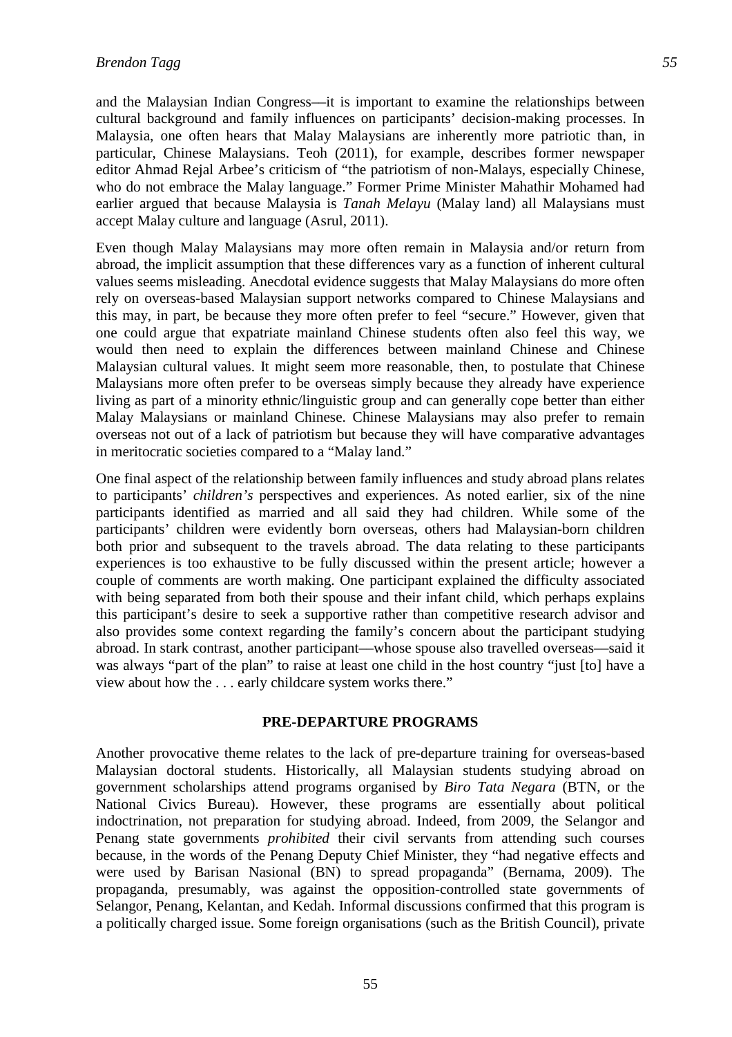and the Malaysian Indian Congress—it is important to examine the relationships between cultural background and family influences on participants' decision-making processes. In Malaysia, one often hears that Malay Malaysians are inherently more patriotic than, in particular, Chinese Malaysians. Teoh (2011), for example, describes former newspaper editor Ahmad Rejal Arbee's criticism of "the patriotism of non-Malays, especially Chinese, who do not embrace the Malay language." Former Prime Minister Mahathir Mohamed had earlier argued that because Malaysia is *Tanah Melayu* (Malay land) all Malaysians must accept Malay culture and language (Asrul, 2011).

Even though Malay Malaysians may more often remain in Malaysia and/or return from abroad, the implicit assumption that these differences vary as a function of inherent cultural values seems misleading. Anecdotal evidence suggests that Malay Malaysians do more often rely on overseas-based Malaysian support networks compared to Chinese Malaysians and this may, in part, be because they more often prefer to feel "secure." However, given that one could argue that expatriate mainland Chinese students often also feel this way, we would then need to explain the differences between mainland Chinese and Chinese Malaysian cultural values. It might seem more reasonable, then, to postulate that Chinese Malaysians more often prefer to be overseas simply because they already have experience living as part of a minority ethnic/linguistic group and can generally cope better than either Malay Malaysians or mainland Chinese. Chinese Malaysians may also prefer to remain overseas not out of a lack of patriotism but because they will have comparative advantages in meritocratic societies compared to a "Malay land."

One final aspect of the relationship between family influences and study abroad plans relates to participants' *children's* perspectives and experiences. As noted earlier, six of the nine participants identified as married and all said they had children. While some of the participants' children were evidently born overseas, others had Malaysian-born children both prior and subsequent to the travels abroad. The data relating to these participants experiences is too exhaustive to be fully discussed within the present article; however a couple of comments are worth making. One participant explained the difficulty associated with being separated from both their spouse and their infant child, which perhaps explains this participant's desire to seek a supportive rather than competitive research advisor and also provides some context regarding the family's concern about the participant studying abroad. In stark contrast, another participant—whose spouse also travelled overseas—said it was always "part of the plan" to raise at least one child in the host country "just [to] have a view about how the . . . early childcare system works there."

## PRE-DEPARTURE PROGRAMS

Another provocative theme relates to the lack of pre-departure training for overseas-based Malaysian doctoral students. Historically, all Malaysian students studying abroad on government scholarships attend programs organised by *Biro Tata Negara* (BTN, or the National Civics Bureau). However, these programs are essentially about political indoctrination, not preparation for studying abroad. Indeed, from 2009, the Selangor and Penang state governments *prohibited* their civil servants from attending such courses because, in the words of the Penang Deputy Chief Minister, they "had negative effects and were used by Barisan Nasional (BN) to spread propaganda" (Bernama, 2009). The propaganda, presumably, was against the opposition-controlled state governments of Selangor, Penang, Kelantan, and Kedah. Informal discussions confirmed that this program is a politically charged issue. Some foreign organisations (such as the British Council), private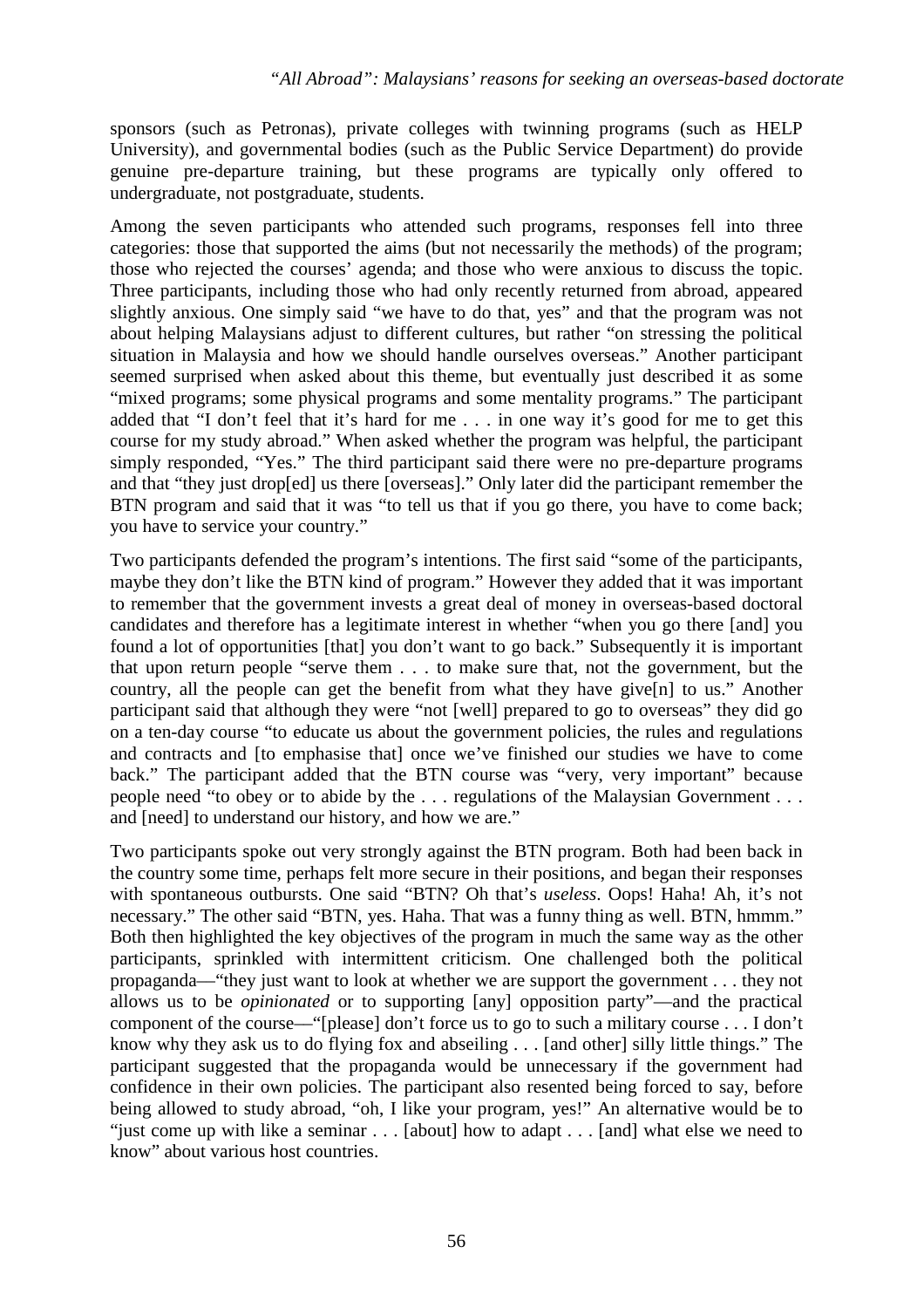sponsors (such as Petronas), private colleges with twinning programs (such as HELP University), and governmental bodies (such as the Public Service Department) do provide genuine pre-departure training, but these programs are typically only offered to undergraduate, not postgraduate, students.

Among the seven participants who attended such programs, responses fell into three categories: those that supported the aims (but not necessarily the methods) of the program; those who rejected the courses' agenda; and those who were anxious to discuss the topic. Three participants, including those who had only recently returned from abroad, appeared slightly anxious. One simply said "we have to do that, yes" and that the program was not about helping Malaysians adjust to different cultures, but rather "on stressing the political situation in Malaysia and how we should handle ourselves overseas." Another participant seemed surprised when asked about this theme, but eventually just described it as some "mixed programs; some physical programs and some mentality programs." The participant added that "I don't feel that it's hard for me . . . in one way it's good for me to get this course for my study abroad." When asked whether the program was helpful, the participant simply responded, "Yes." The third participant said there were no pre-departure programs and that "they just drop[ed] us there [overseas]." Only later did the participant remember the BTN program and said that it was "to tell us that if you go there, you have to come back; you have to service your country."

Two participants defended the program's intentions. The first said "some of the participants, maybe they don't like the BTN kind of program." However they added that it was important to remember that the government invests a great deal of money in overseas-based doctoral candidates and therefore has a legitimate interest in whether "when you go there [and] you found a lot of opportunities [that] you don't want to go back." Subsequently it is important that upon return people "serve them . . . to make sure that, not the government, but the country, all the people can get the benefit from what they have give[n] to us." Another participant said that although they were "not [well] prepared to go to overseas" they did go on a ten-day course "to educate us about the government policies, the rules and regulations and contracts and [to emphasise that] once we've finished our studies we have to come back." The participant added that the BTN course was "very, very important" because people need "to obey or to abide by the . . . regulations of the Malaysian Government . . . and [need] to understand our history, and how we are."

Two participants spoke out very strongly against the BTN program. Both had been back in the country some time, perhaps felt more secure in their positions, and began their responses with spontaneous outbursts. One said "BTN? Oh that's *useless*. Oops! Haha! Ah, it's not necessary." The other said "BTN, yes. Haha. That was a funny thing as well. BTN, hmmm." Both then highlighted the key objectives of the program in much the same way as the other participants, sprinkled with intermittent criticism. One challenged both the political propaganda—"they just want to look at whether we are support the government . . . they not allows us to be *opinionated* or to supporting [any] opposition party"—and the practical component of the course—"[please] don't force us to go to such a military course . . . I don't know why they ask us to do flying fox and abseiling . . . [and other] silly little things." The participant suggested that the propaganda would be unnecessary if the government had confidence in their own policies. The participant also resented being forced to say, before being allowed to study abroad, "oh, I like your program, yes!" An alternative would be to "just come up with like a seminar . . . [about] how to adapt . . . [and] what else we need to know" about various host countries.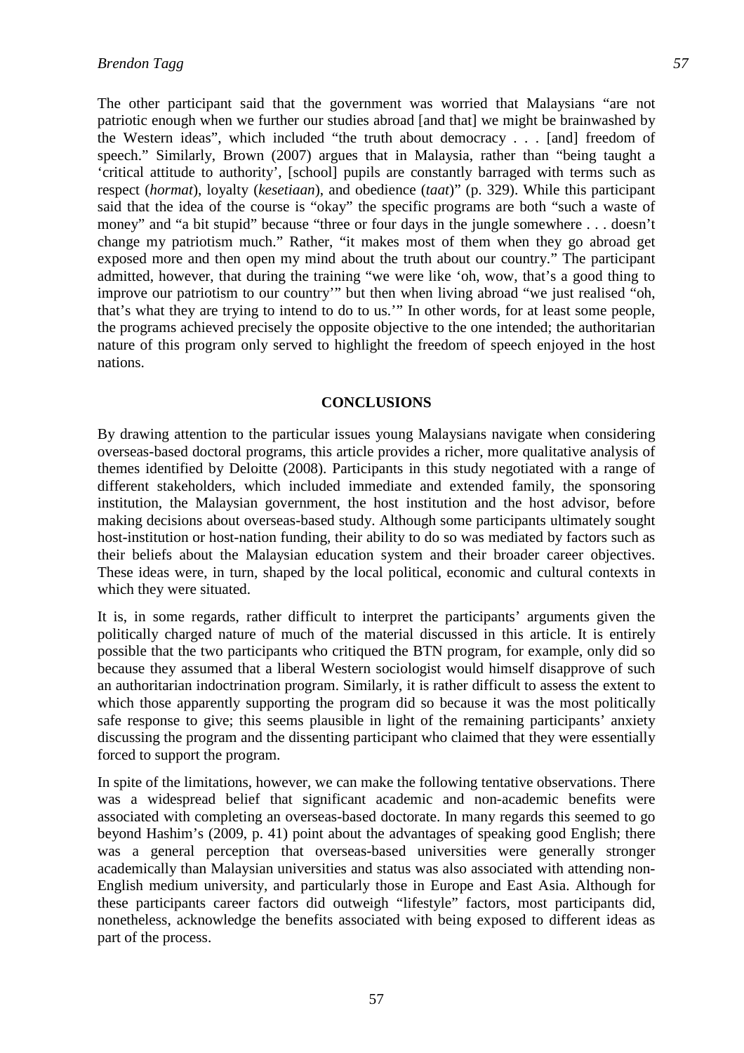The other participant said that the government was worried that Malaysians "are not patriotic enough when we further our studies abroad [and that] we might be brainwashed by the Western ideas", which included "the truth about democracy . . . [and] freedom of speech." Similarly, Brown (2007) argues that in Malaysia, rather than "being taught a 'critical attitude to authority', [school] pupils are constantly barraged with terms such as respect (*hormat*), loyalty (*kesetiaan*), and obedience (*taat*)" (p. 329). While this participant said that the idea of the course is "okay" the specific programs are both "such a waste of money" and "a bit stupid" because "three or four days in the jungle somewhere . . . doesn't change my patriotism much." Rather, "it makes most of them when they go abroad get exposed more and then open my mind about the truth about our country." The participant admitted, however, that during the training "we were like 'oh, wow, that's a good thing to improve our patriotism to our country'" but then when living abroad "we just realised "oh, that's what they are trying to intend to do to us.'" In other words, for at least some people, the programs achieved precisely the opposite objective to the one intended; the authoritarian nature of this program only served to highlight the freedom of speech enjoyed in the host nations.

## CONCLUSIONS

By drawing attention to the particular issues young Malaysians navigate when considering overseas-based doctoral programs, this article provides a richer, more qualitative analysis of themes identified by Deloitte (2008). Participants in this study negotiated with a range of different stakeholders, which included immediate and extended family, the sponsoring institution, the Malaysian government, the host institution and the host advisor, before making decisions about overseas-based study. Although some participants ultimately sought host-institution or host-nation funding, their ability to do so was mediated by factors such as their beliefs about the Malaysian education system and their broader career objectives. These ideas were, in turn, shaped by the local political, economic and cultural contexts in which they were situated.

It is, in some regards, rather difficult to interpret the participants' arguments given the politically charged nature of much of the material discussed in this article. It is entirely possible that the two participants who critiqued the BTN program, for example, only did so because they assumed that a liberal Western sociologist would himself disapprove of such an authoritarian indoctrination program. Similarly, it is rather difficult to assess the extent to which those apparently supporting the program did so because it was the most politically safe response to give; this seems plausible in light of the remaining participants' anxiety discussing the program and the dissenting participant who claimed that they were essentially forced to support the program.

In spite of the limitations, however, we can make the following tentative observations. There was a widespread belief that significant academic and non-academic benefits were associated with completing an overseas-based doctorate. In many regards this seemed to go beyond Hashim's (2009, p. 41) point about the advantages of speaking good English; there was a general perception that overseas-based universities were generally stronger academically than Malaysian universities and status was also associated with attending non-English medium university, and particularly those in Europe and East Asia. Although for these participants career factors did outweigh "lifestyle" factors, most participants did, nonetheless, acknowledge the benefits associated with being exposed to different ideas as part of the process.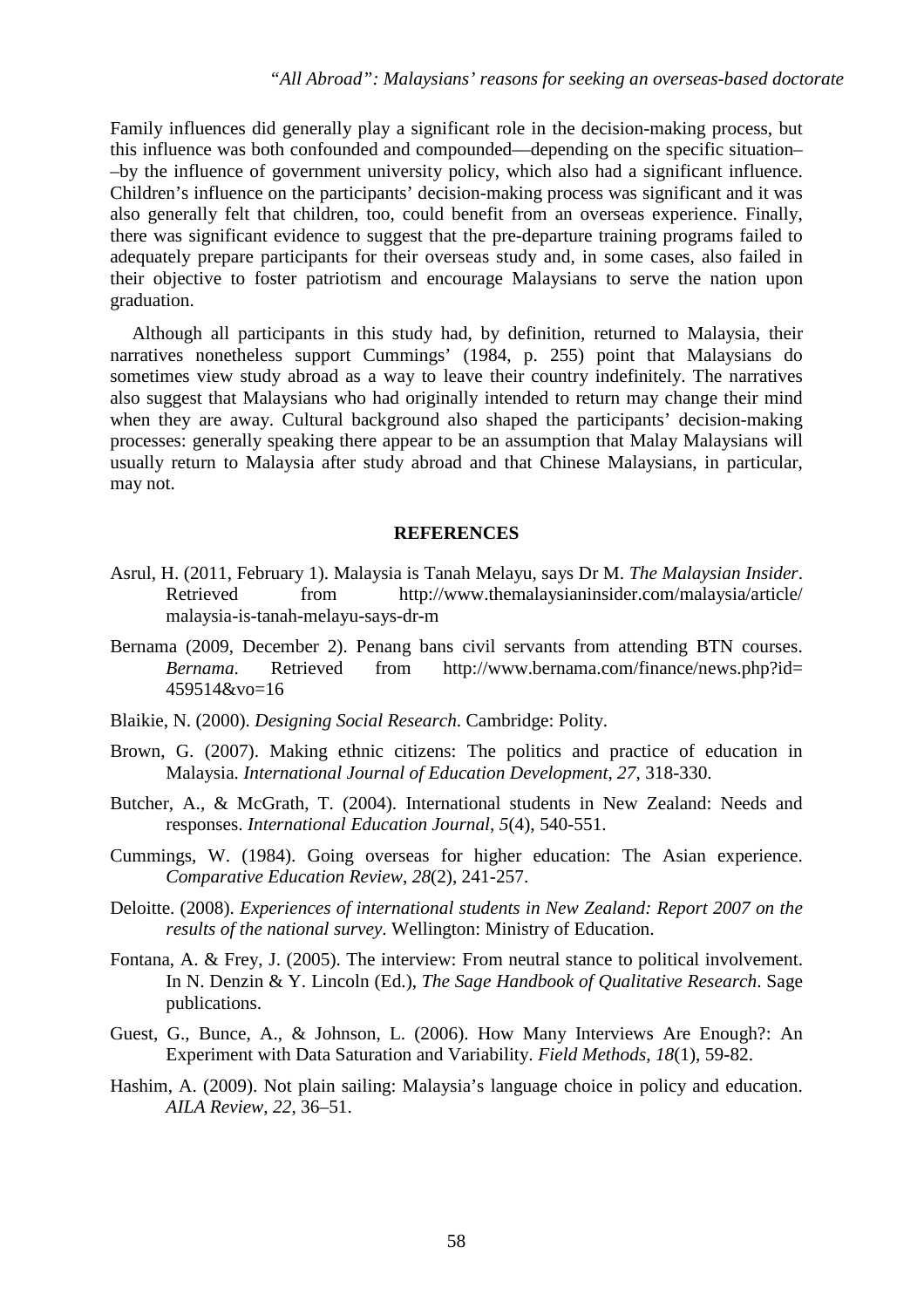Family influences did generally play a significant role in the decision-making process, but this influence was both confounded and compounded—depending on the specific situation––by the influence of government university policy, which also had a significant influence. Children's influence on the participants' decision-making process was significant and it was also generally felt that children, too, could benefit from an overseas experience. Finally, there was significant evidence to suggest that the pre-departure training programs failed to adequately prepare participants for their overseas study and, in some cases, also failed in their objective to foster patriotism and encourage Malaysians to serve the nation upon graduation.

Although all participants in this study had, by definition, returned to Malaysia, their narratives nonetheless support Cummings' (1984, p. 255) point that Malaysians do sometimes view study abroad as a way to leave their country indefinitely. The narratives also suggest that Malaysians who had originally intended to return may change their mind when they are away. Cultural background also shaped the participants' decision-making processes: generally speaking there appear to be an assumption that Malay Malaysians will usually return to Malaysia after study abroad and that Chinese Malaysians, in particular, may not.

## REFERENCES

Asrul, H. (2011, February 1). Malaysia is Tanah Melayu, says Dr M. *The Malaysian Insider*. Retrieved from http://www.themalaysianinsider.com/malaysia/article/malaysia-is-tanah-melayu-says-dr-m

Bernama (2009, December 2). Penang bans civil servants from attending BTN courses. *Bernama*. Retrieved from http://www.bernama.com/finance/news.php?id=459514&vo=16

Blaikie, N. (2000). *Designing Social Research*. Cambridge: Polity.

Brown, G. (2007). Making ethnic citizens: The politics and practice of education in Malaysia. *International Journal of Education Development*, *27*, 318-330.

Butcher, A., & McGrath, T. (2004). International students in New Zealand: Needs and responses. *International Education Journal*, *5*(4), 540-551.

Cummings, W. (1984). Going overseas for higher education: The Asian experience. *Comparative Education Review*, *28*(2), 241-257.

Deloitte. (2008). *Experiences of international students in New Zealand: Report 2007 on the results of the national survey*. Wellington: Ministry of Education.

Fontana, A. & Frey, J. (2005). The interview: From neutral stance to political involvement. In N. Denzin & Y. Lincoln (Ed.), *The Sage Handbook of Qualitative Research*. Sage publications.

Guest, G., Bunce, A., & Johnson, L. (2006). How Many Interviews Are Enough?: An Experiment with Data Saturation and Variability. *Field Methods*, *18*(1), 59-82.

Hashim, A. (2009). Not plain sailing: Malaysia's language choice in policy and education. *AILA Review*, *22*, 36–51.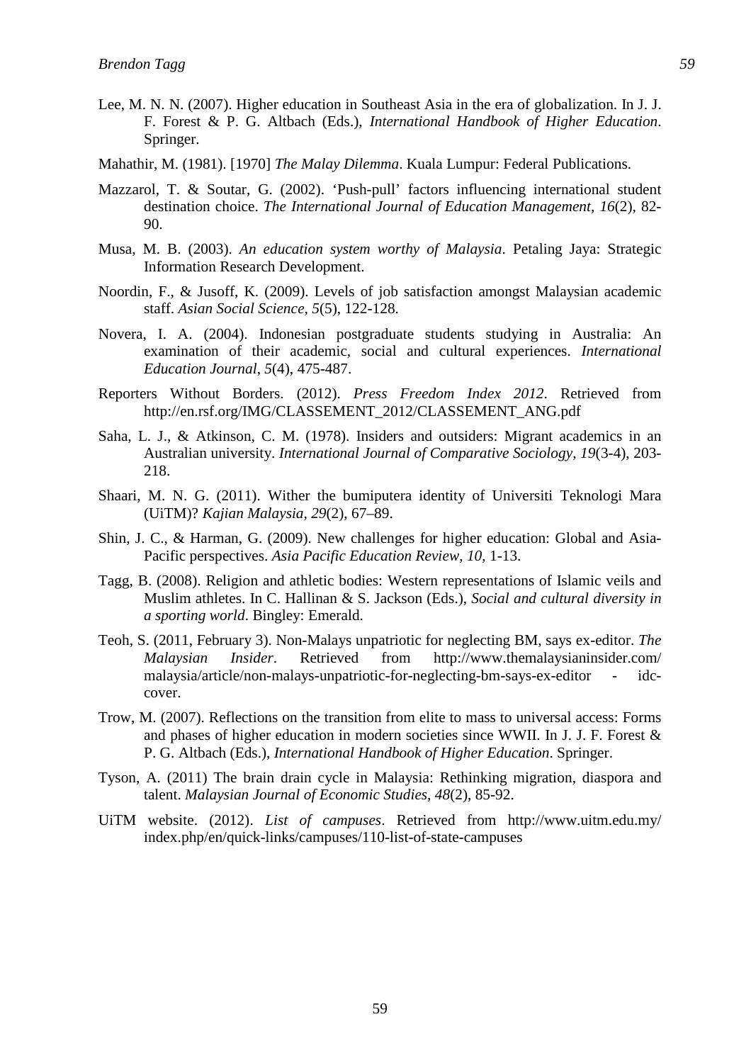Lee, M. N. N. (2007). Higher education in Southeast Asia in the era of globalization. In J. J. F. Forest & P. G. Altbach (Eds.), *International Handbook of Higher Education*. Springer.

Mahathir, M. (1981). [1970] *The Malay Dilemma*. Kuala Lumpur: Federal Publications.

Mazzarol, T. & Soutar, G. (2002). 'Push-pull' factors influencing international student destination choice. *The International Journal of Education Management*, *16*(2), 82-90.

Musa, M. B. (2003). *An education system worthy of Malaysia*. Petaling Jaya: Strategic Information Research Development.

Noordin, F., & Jusoff, K. (2009). Levels of job satisfaction amongst Malaysian academic staff. *Asian Social Science*, *5*(5), 122-128.

Novera, I. A. (2004). Indonesian postgraduate students studying in Australia: An examination of their academic, social and cultural experiences. *International Education Journal*, *5*(4), 475-487.

Reporters Without Borders. (2012). *Press Freedom Index 2012*. Retrieved from http://en.rsf.org/IMG/CLASSEMENT_2012/CLASSEMENT_ANG.pdf

Saha, L. J., & Atkinson, C. M. (1978). Insiders and outsiders: Migrant academics in an Australian university. *International Journal of Comparative Sociology*, *19*(3-4), 203-218.

Shaari, M. N. G. (2011). Wither the bumiputera identity of Universiti Teknologi Mara (UiTM)? *Kajian Malaysia*, *29*(2), 67–89.

Shin, J. C., & Harman, G. (2009). New challenges for higher education: Global and Asia-Pacific perspectives. *Asia Pacific Education Review*, *10*, 1-13.

Tagg, B. (2008). Religion and athletic bodies: Western representations of Islamic veils and Muslim athletes. In C. Hallinan & S. Jackson (Eds.), *Social and cultural diversity in a sporting world*. Bingley: Emerald.

Teoh, S. (2011, February 3). Non-Malays unpatriotic for neglecting BM, says ex-editor. *The Malaysian Insider*. Retrieved from http://www.themalaysianinsider.com/malaysia/article/non-malays-unpatriotic-for-neglecting-bm-says-ex-editor - idc-cover.

Trow, M. (2007). Reflections on the transition from elite to mass to universal access: Forms and phases of higher education in modern societies since WWII. In J. J. F. Forest & P. G. Altbach (Eds.), *International Handbook of Higher Education*. Springer.

Tyson, A. (2011) The brain drain cycle in Malaysia: Rethinking migration, diaspora and talent. *Malaysian Journal of Economic Studies*, *48*(2), 85-92.

UiTM website. (2012). *List of campuses*. Retrieved from http://www.uitm.edu.my/index.php/en/quick-links/campuses/110-list-of-state-campuses